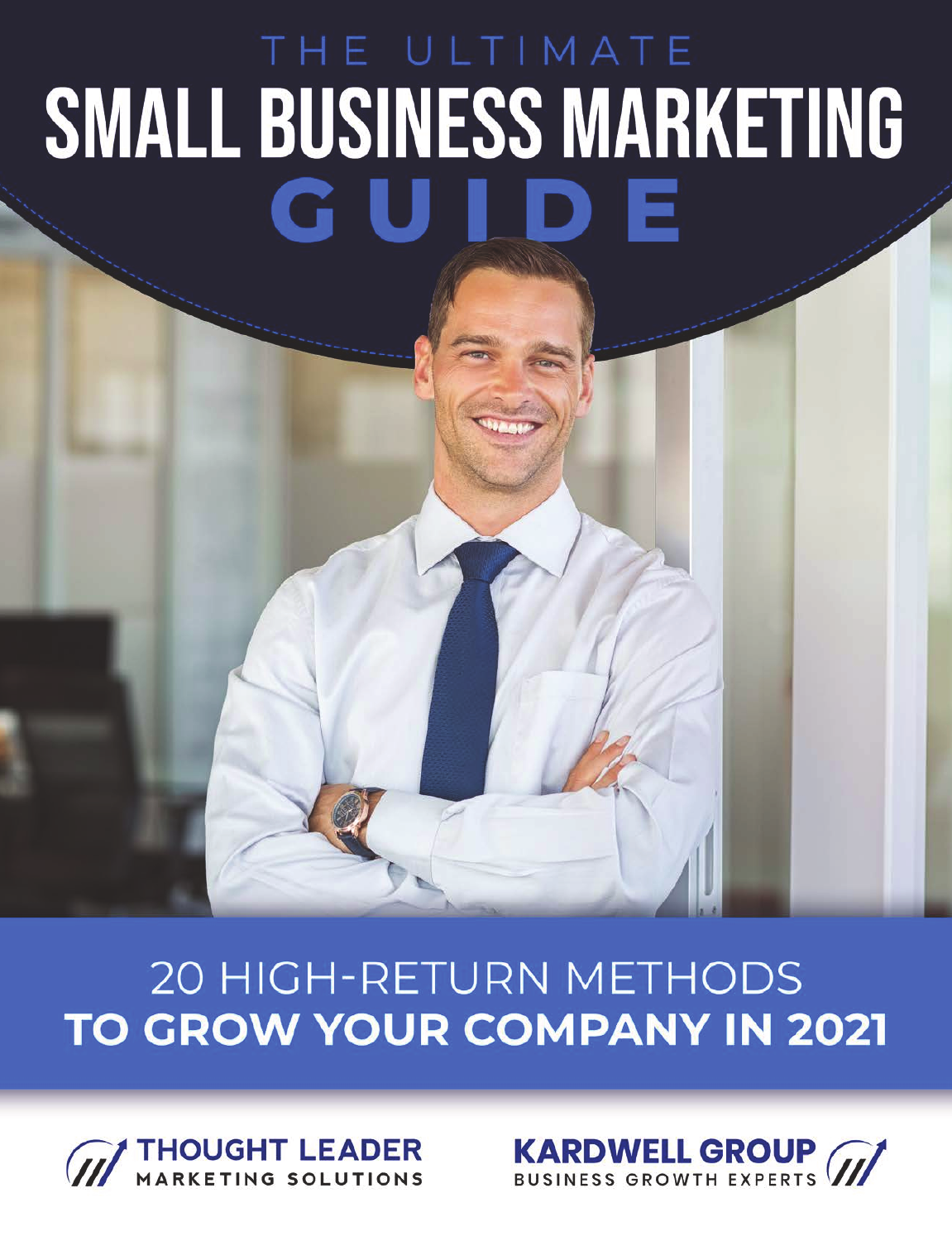# THE ULTIMATE SMALL BUSINESS MARKETING GUIDE

## 20 HIGH-RETURN METHODS **TO GROW YOUR COMPANY IN 2021**

**THOUGHT LEADER** MARKETING SOLUTIONS

**KARDWELL GROUP** BUSINESS GROWTH EXPERTS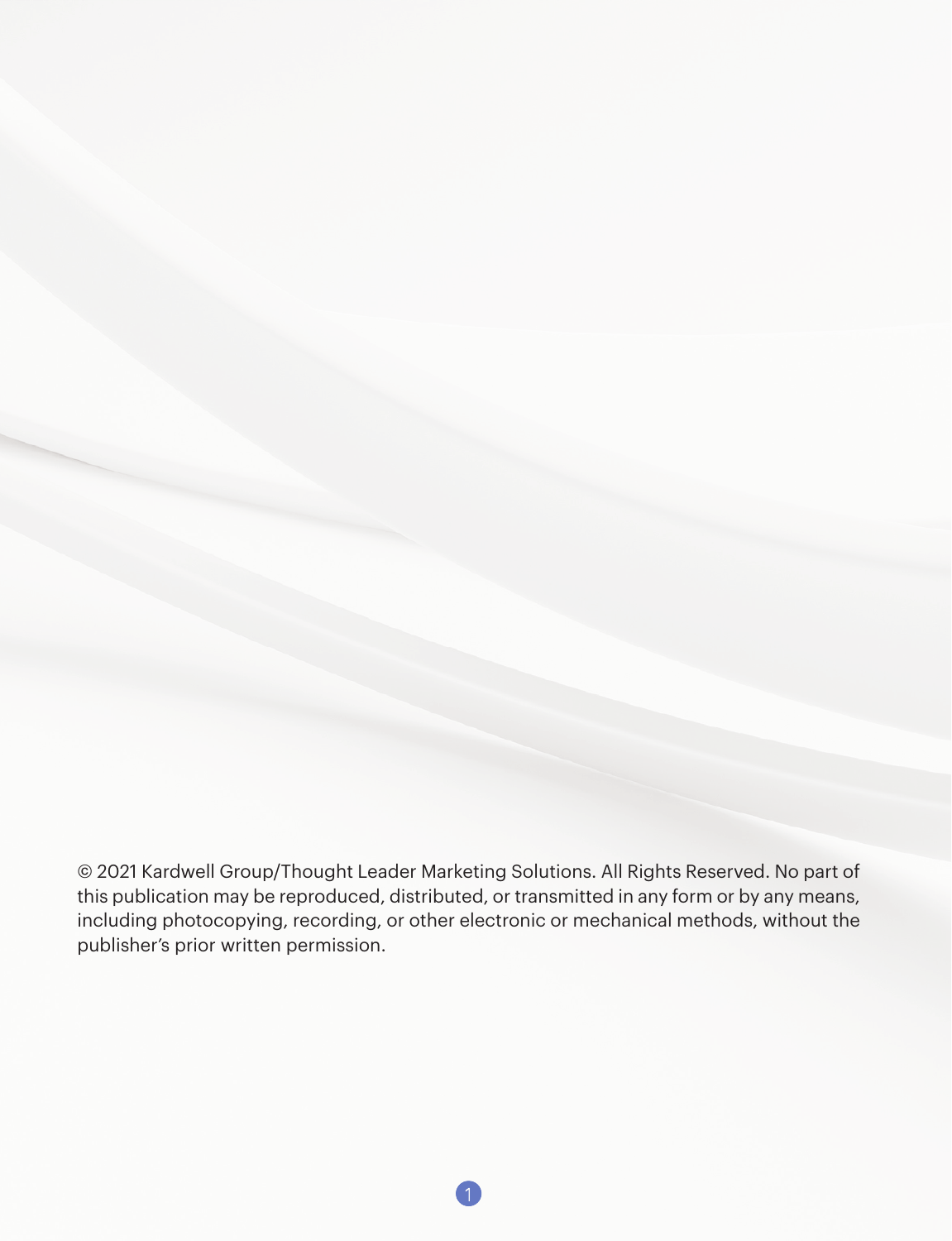© 2021 Kardwell Group/Thought Leader Marketing Solutions. All Rights Reserved. No part of this publication may be reproduced, distributed, or transmitted in any form or by any means, including photocopying, recording, or other electronic or mechanical methods, without the publisher's prior written permission.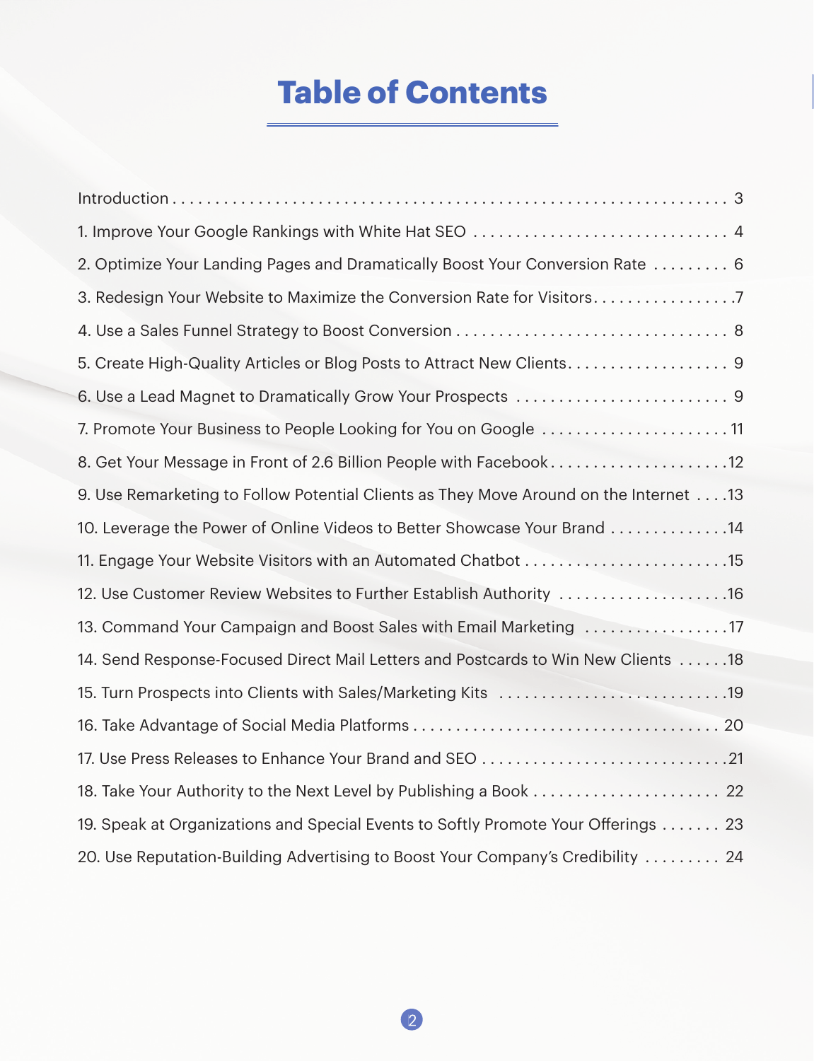# Table of Contents

Introduction . . . . . . . . . . 3

1. Improve Your Google Rankings with White Hat SEO . . . . . . . . . . 4
2. Optimize Your Landing Pages and Dramatically Boost Your Conversion Rate . . . . . . . . . . 6
3. Redesign Your Website to Maximize the Conversion Rate for Visitors . . . . . . . . . . 7
4. Use a Sales Funnel Strategy to Boost Conversion . . . . . . . . . . 8
5. Create High-Quality Articles or Blog Posts to Attract New Clients . . . . . . . . . . 9
6. Use a Lead Magnet to Dramatically Grow Your Prospects . . . . . . . . . . 9
7. Promote Your Business to People Looking for You on Google . . . . . . . . . . 11
8. Get Your Message in Front of 2.6 Billion People with Facebook . . . . . . . . . . 12
9. Use Remarketing to Follow Potential Clients as They Move Around on the Internet . . . . 13
10. Leverage the Power of Online Videos to Better Showcase Your Brand . . . . . . . . . . 14
11. Engage Your Website Visitors with an Automated Chatbot . . . . . . . . . . 15
12. Use Customer Review Websites to Further Establish Authority . . . . . . . . . . 16
13. Command Your Campaign and Boost Sales with Email Marketing . . . . . . . . . . 17
14. Send Response-Focused Direct Mail Letters and Postcards to Win New Clients . . . . . . 18
15. Turn Prospects into Clients with Sales/Marketing Kits . . . . . . . . . . 19
16. Take Advantage of Social Media Platforms . . . . . . . . . . 20
17. Use Press Releases to Enhance Your Brand and SEO . . . . . . . . . . 21
18. Take Your Authority to the Next Level by Publishing a Book . . . . . . . . . . 22
19. Speak at Organizations and Special Events to Softly Promote Your Offerings . . . . . . . 23
20. Use Reputation-Building Advertising to Boost Your Company's Credibility . . . . . . . . . 24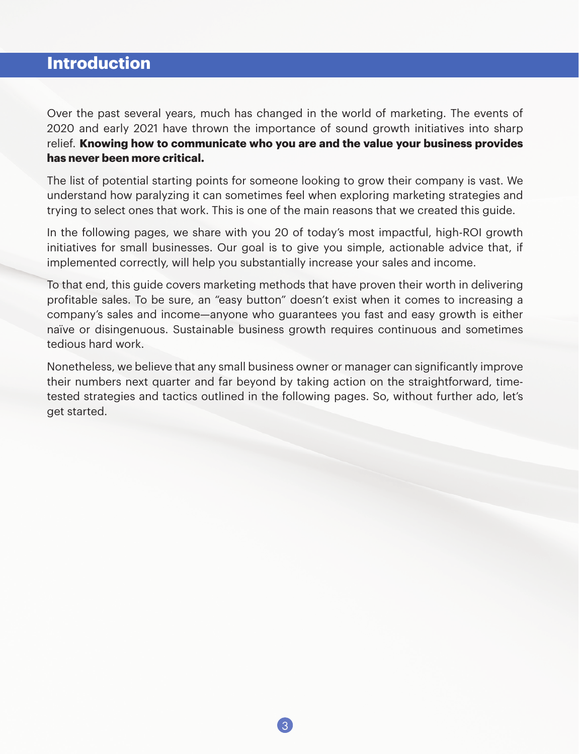# Introduction

Over the past several years, much has changed in the world of marketing. The events of 2020 and early 2021 have thrown the importance of sound growth initiatives into sharp relief. **Knowing how to communicate who you are and the value your business provides has never been more critical.**

The list of potential starting points for someone looking to grow their company is vast. We understand how paralyzing it can sometimes feel when exploring marketing strategies and trying to select ones that work. This is one of the main reasons that we created this guide.

In the following pages, we share with you 20 of today's most impactful, high-ROI growth initiatives for small businesses. Our goal is to give you simple, actionable advice that, if implemented correctly, will help you substantially increase your sales and income.

To that end, this guide covers marketing methods that have proven their worth in delivering profitable sales. To be sure, an "easy button" doesn't exist when it comes to increasing a company's sales and income—anyone who guarantees you fast and easy growth is either naïve or disingenuous. Sustainable business growth requires continuous and sometimes tedious hard work.

Nonetheless, we believe that any small business owner or manager can significantly improve their numbers next quarter and far beyond by taking action on the straightforward, time-tested strategies and tactics outlined in the following pages. So, without further ado, let's get started.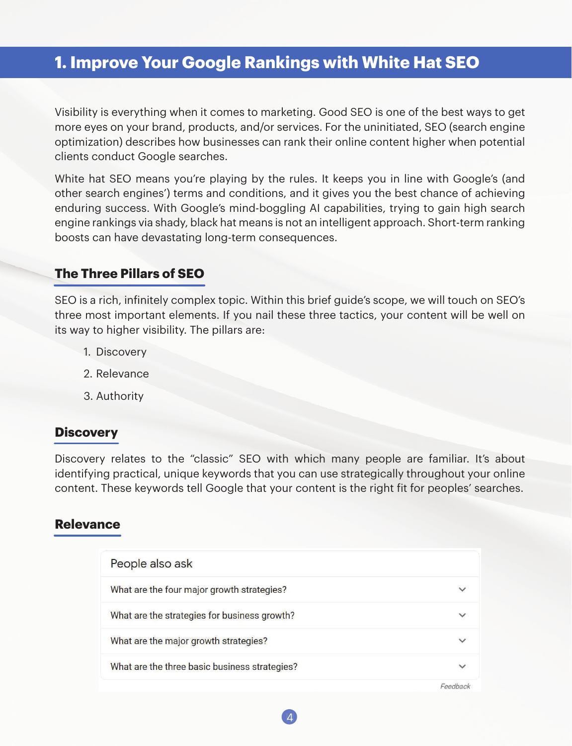## 1. Improve Your Google Rankings with White Hat SEO

Visibility is everything when it comes to marketing. Good SEO is one of the best ways to get more eyes on your brand, products, and/or services. For the uninitiated, SEO (search engine optimization) describes how businesses can rank their online content higher when potential clients conduct Google searches.

White hat SEO means you're playing by the rules. It keeps you in line with Google's (and other search engines') terms and conditions, and it gives you the best chance of achieving enduring success. With Google's mind-boggling AI capabilities, trying to gain high search engine rankings via shady, black hat means is not an intelligent approach. Short-term ranking boosts can have devastating long-term consequences.

### The Three Pillars of SEO

SEO is a rich, infinitely complex topic. Within this brief guide's scope, we will touch on SEO's three most important elements. If you nail these three tactics, your content will be well on its way to higher visibility. The pillars are:

1. Discovery
2. Relevance
3. Authority

### Discovery

Discovery relates to the "classic" SEO with which many people are familiar. It's about identifying practical, unique keywords that you can use strategically throughout your online content. These keywords tell Google that your content is the right fit for peoples' searches.

### Relevance

People also ask

What are the four major growth strategies?

What are the strategies for business growth?

What are the major growth strategies?

What are the three basic business strategies?

Feedback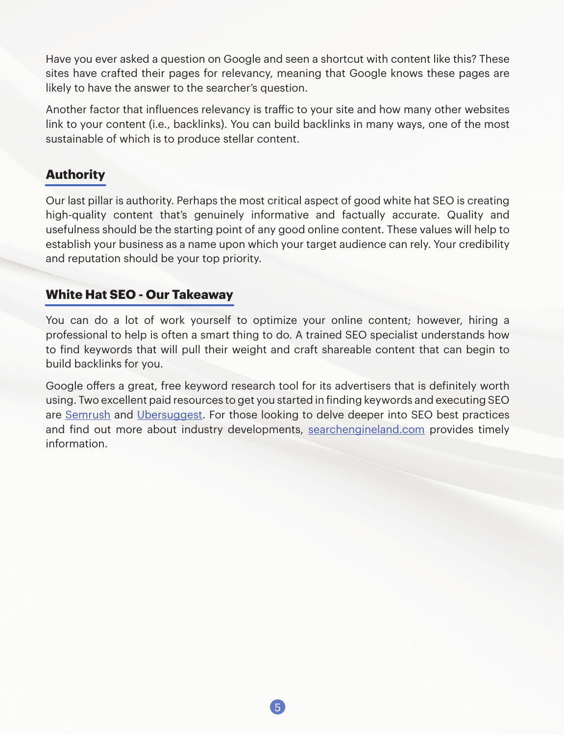Have you ever asked a question on Google and seen a shortcut with content like this? These sites have crafted their pages for relevancy, meaning that Google knows these pages are likely to have the answer to the searcher's question.

Another factor that influences relevancy is traffic to your site and how many other websites link to your content (i.e., backlinks). You can build backlinks in many ways, one of the most sustainable of which is to produce stellar content.

## Authority

Our last pillar is authority. Perhaps the most critical aspect of good white hat SEO is creating high-quality content that's genuinely informative and factually accurate. Quality and usefulness should be the starting point of any good online content. These values will help to establish your business as a name upon which your target audience can rely. Your credibility and reputation should be your top priority.

## White Hat SEO - Our Takeaway

You can do a lot of work yourself to optimize your online content; however, hiring a professional to help is often a smart thing to do. A trained SEO specialist understands how to find keywords that will pull their weight and craft shareable content that can begin to build backlinks for you.

Google offers a great, free keyword research tool for its advertisers that is definitely worth using. Two excellent paid resources to get you started in finding keywords and executing SEO are Semrush and Ubersuggest. For those looking to delve deeper into SEO best practices and find out more about industry developments, searchengineland.com provides timely information.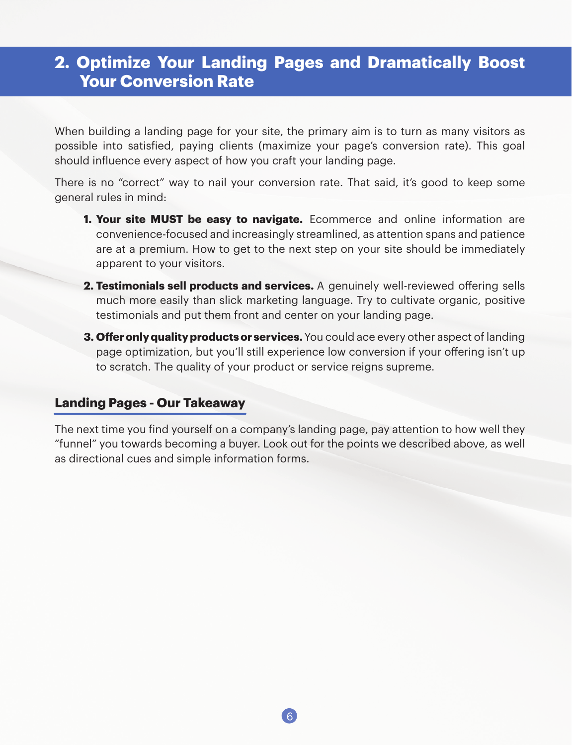## 2. Optimize Your Landing Pages and Dramatically Boost Your Conversion Rate

When building a landing page for your site, the primary aim is to turn as many visitors as possible into satisfied, paying clients (maximize your page's conversion rate). This goal should influence every aspect of how you craft your landing page.

There is no "correct" way to nail your conversion rate. That said, it's good to keep some general rules in mind:

1. **Your site MUST be easy to navigate.** Ecommerce and online information are convenience-focused and increasingly streamlined, as attention spans and patience are at a premium. How to get to the next step on your site should be immediately apparent to your visitors.
2. **Testimonials sell products and services.** A genuinely well-reviewed offering sells much more easily than slick marketing language. Try to cultivate organic, positive testimonials and put them front and center on your landing page.
3. **Offer only quality products or services.** You could ace every other aspect of landing page optimization, but you'll still experience low conversion if your offering isn't up to scratch. The quality of your product or service reigns supreme.

### Landing Pages - Our Takeaway

The next time you find yourself on a company's landing page, pay attention to how well they "funnel" you towards becoming a buyer. Look out for the points we described above, as well as directional cues and simple information forms.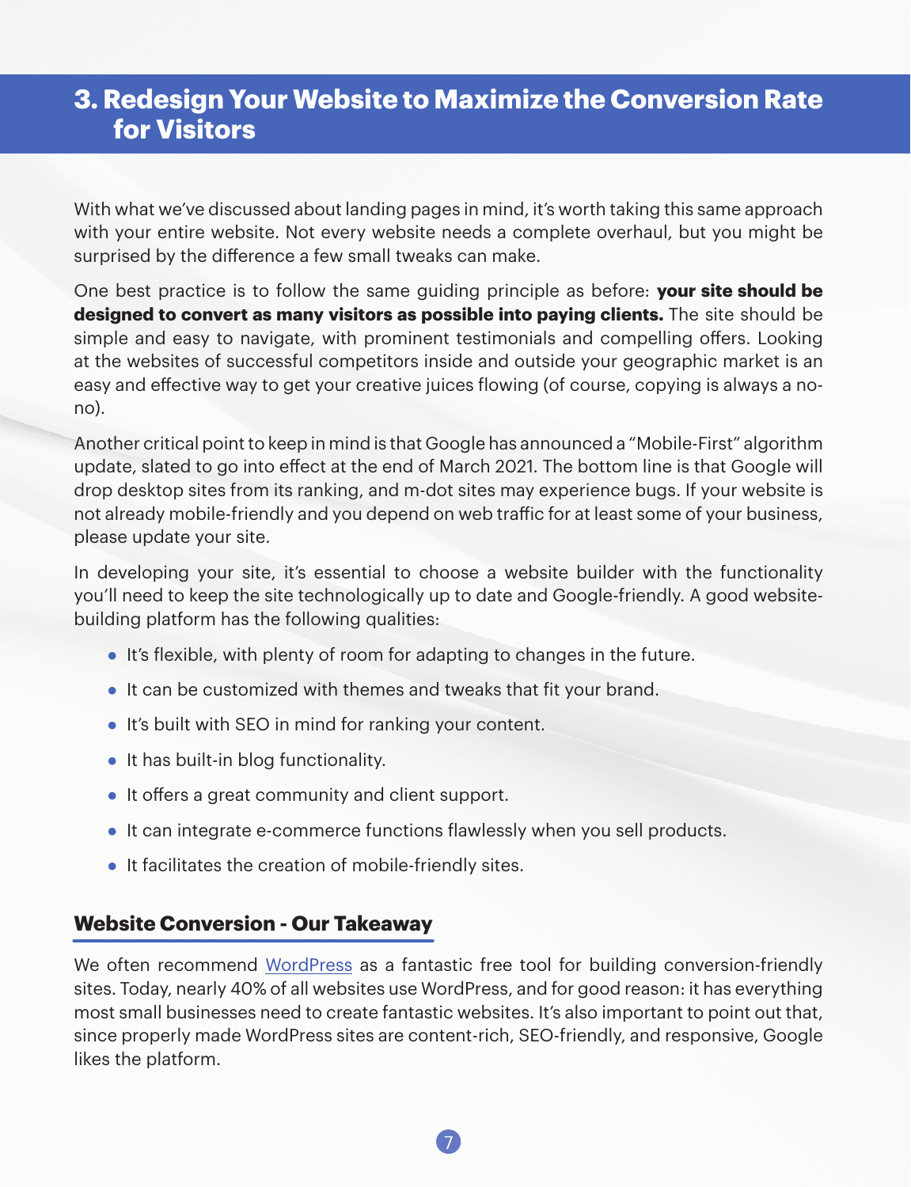## 3. Redesign Your Website to Maximize the Conversion Rate for Visitors

With what we've discussed about landing pages in mind, it's worth taking this same approach with your entire website. Not every website needs a complete overhaul, but you might be surprised by the difference a few small tweaks can make.

One best practice is to follow the same guiding principle as before: **your site should be designed to convert as many visitors as possible into paying clients.** The site should be simple and easy to navigate, with prominent testimonials and compelling offers. Looking at the websites of successful competitors inside and outside your geographic market is an easy and effective way to get your creative juices flowing (of course, copying is always a no-no).

Another critical point to keep in mind is that Google has announced a "Mobile-First" algorithm update, slated to go into effect at the end of March 2021. The bottom line is that Google will drop desktop sites from its ranking, and m-dot sites may experience bugs. If your website is not already mobile-friendly and you depend on web traffic for at least some of your business, please update your site.

In developing your site, it's essential to choose a website builder with the functionality you'll need to keep the site technologically up to date and Google-friendly. A good website-building platform has the following qualities:

- It's flexible, with plenty of room for adapting to changes in the future.
- It can be customized with themes and tweaks that fit your brand.
- It's built with SEO in mind for ranking your content.
- It has built-in blog functionality.
- It offers a great community and client support.
- It can integrate e-commerce functions flawlessly when you sell products.
- It facilitates the creation of mobile-friendly sites.

### Website Conversion - Our Takeaway

We often recommend [WordPress](WordPress) as a fantastic free tool for building conversion-friendly sites. Today, nearly 40% of all websites use WordPress, and for good reason: it has everything most small businesses need to create fantastic websites. It's also important to point out that, since properly made WordPress sites are content-rich, SEO-friendly, and responsive, Google likes the platform.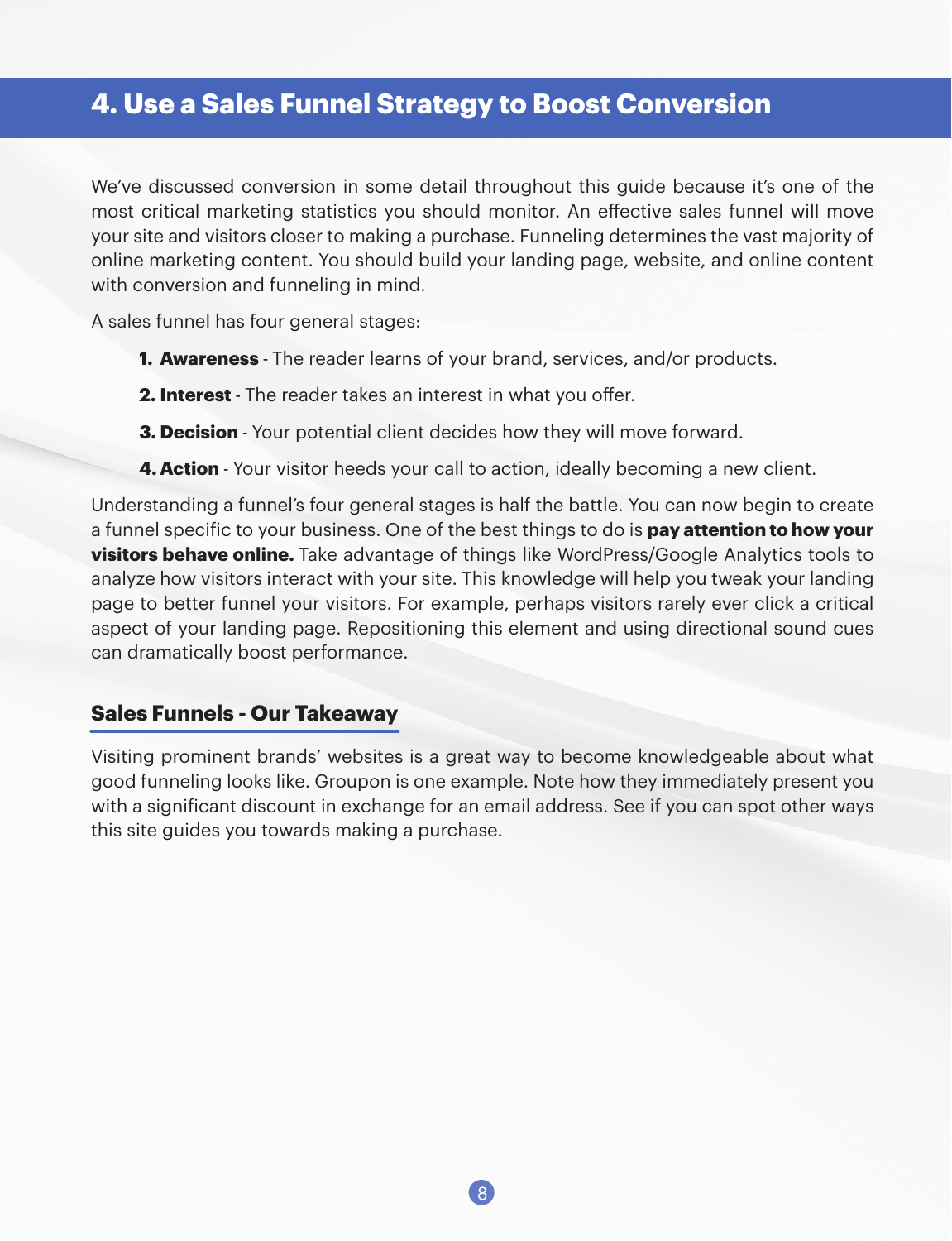## 4. Use a Sales Funnel Strategy to Boost Conversion

We've discussed conversion in some detail throughout this guide because it's one of the most critical marketing statistics you should monitor. An effective sales funnel will move your site and visitors closer to making a purchase. Funneling determines the vast majority of online marketing content. You should build your landing page, website, and online content with conversion and funneling in mind.

A sales funnel has four general stages:

1. **Awareness** - The reader learns of your brand, services, and/or products.
2. **Interest** - The reader takes an interest in what you offer.
3. **Decision** - Your potential client decides how they will move forward.
4. **Action** - Your visitor heeds your call to action, ideally becoming a new client.

Understanding a funnel's four general stages is half the battle. You can now begin to create a funnel specific to your business. One of the best things to do is **pay attention to how your visitors behave online.** Take advantage of things like WordPress/Google Analytics tools to analyze how visitors interact with your site. This knowledge will help you tweak your landing page to better funnel your visitors. For example, perhaps visitors rarely ever click a critical aspect of your landing page. Repositioning this element and using directional sound cues can dramatically boost performance.

### Sales Funnels - Our Takeaway

Visiting prominent brands' websites is a great way to become knowledgeable about what good funneling looks like. Groupon is one example. Note how they immediately present you with a significant discount in exchange for an email address. See if you can spot other ways this site guides you towards making a purchase.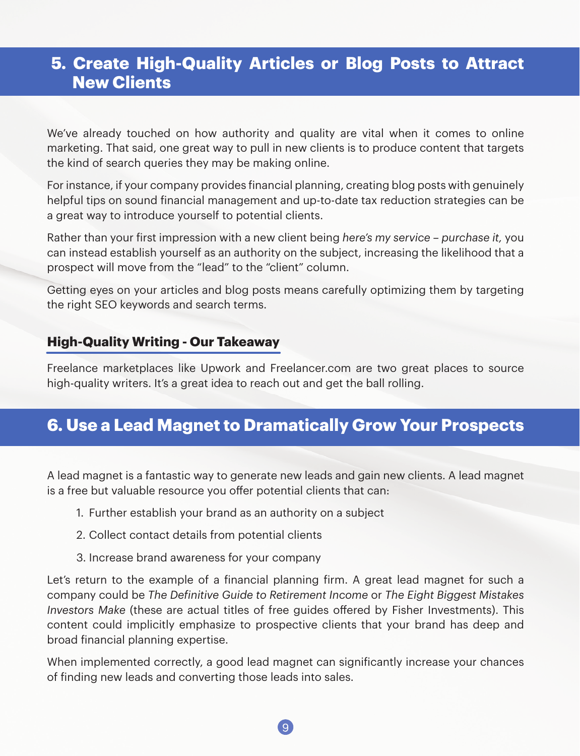## 5. Create High-Quality Articles or Blog Posts to Attract New Clients

We've already touched on how authority and quality are vital when it comes to online marketing. That said, one great way to pull in new clients is to produce content that targets the kind of search queries they may be making online.

For instance, if your company provides financial planning, creating blog posts with genuinely helpful tips on sound financial management and up-to-date tax reduction strategies can be a great way to introduce yourself to potential clients.

Rather than your first impression with a new client being *here's my service – purchase it,* you can instead establish yourself as an authority on the subject, increasing the likelihood that a prospect will move from the "lead" to the "client" column.

Getting eyes on your articles and blog posts means carefully optimizing them by targeting the right SEO keywords and search terms.

### High-Quality Writing - Our Takeaway

Freelance marketplaces like Upwork and Freelancer.com are two great places to source high-quality writers. It's a great idea to reach out and get the ball rolling.

## 6. Use a Lead Magnet to Dramatically Grow Your Prospects

A lead magnet is a fantastic way to generate new leads and gain new clients. A lead magnet is a free but valuable resource you offer potential clients that can:

1. Further establish your brand as an authority on a subject
2. Collect contact details from potential clients
3. Increase brand awareness for your company

Let's return to the example of a financial planning firm. A great lead magnet for such a company could be *The Definitive Guide to Retirement Income* or *The Eight Biggest Mistakes Investors Make* (these are actual titles of free guides offered by Fisher Investments). This content could implicitly emphasize to prospective clients that your brand has deep and broad financial planning expertise.

When implemented correctly, a good lead magnet can significantly increase your chances of finding new leads and converting those leads into sales.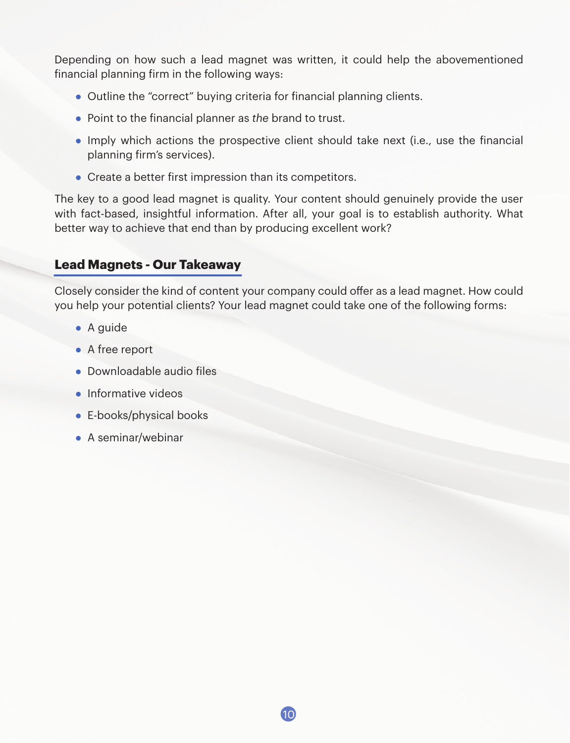Depending on how such a lead magnet was written, it could help the abovementioned financial planning firm in the following ways:

- Outline the "correct" buying criteria for financial planning clients.
- Point to the financial planner as *the* brand to trust.
- Imply which actions the prospective client should take next (i.e., use the financial planning firm's services).
- Create a better first impression than its competitors.

The key to a good lead magnet is quality. Your content should genuinely provide the user with fact-based, insightful information. After all, your goal is to establish authority. What better way to achieve that end than by producing excellent work?

## Lead Magnets - Our Takeaway

Closely consider the kind of content your company could offer as a lead magnet. How could you help your potential clients? Your lead magnet could take one of the following forms:

- A guide
- A free report
- Downloadable audio files
- Informative videos
- E-books/physical books
- A seminar/webinar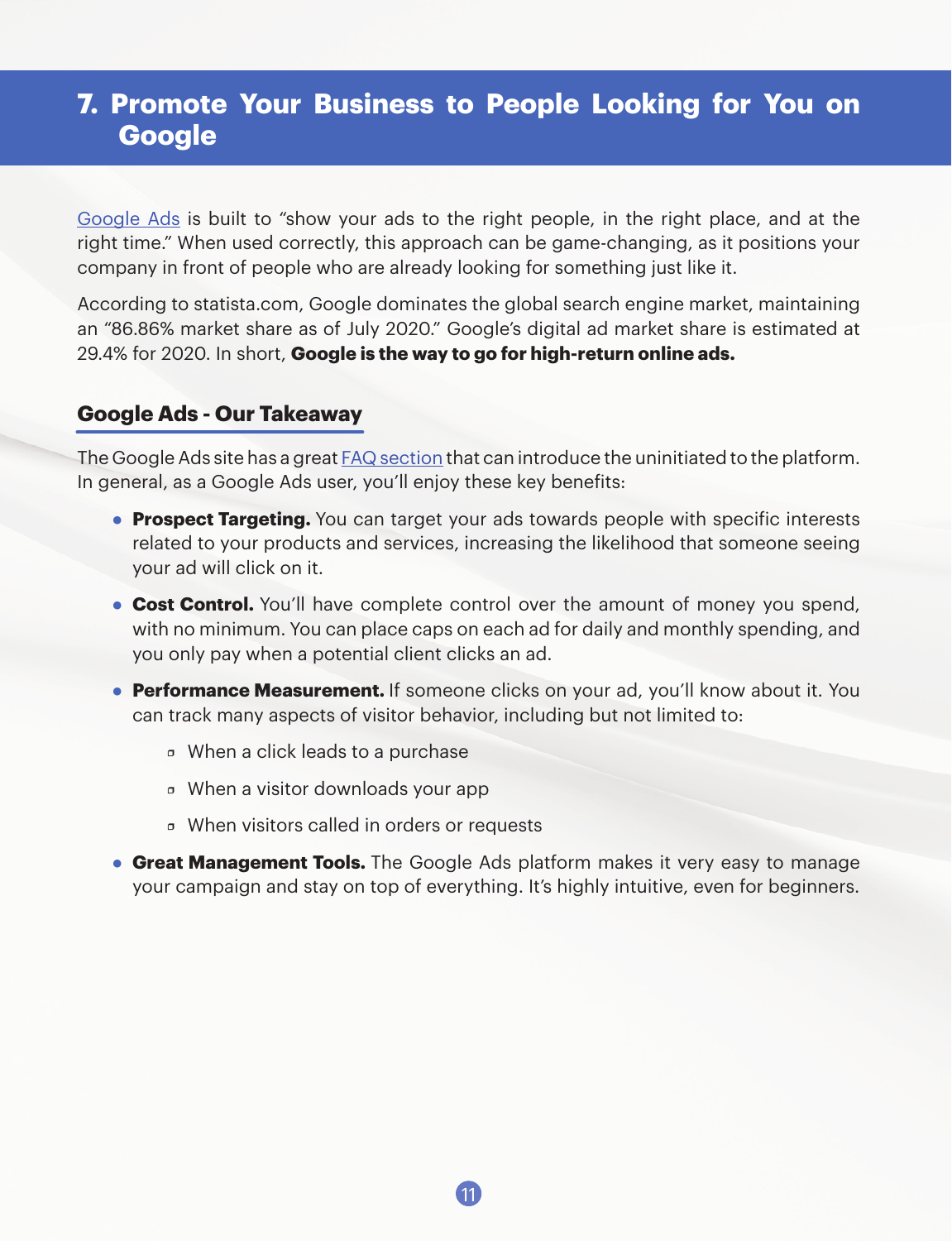## 7. Promote Your Business to People Looking for You on Google

Google Ads is built to "show your ads to the right people, in the right place, and at the right time." When used correctly, this approach can be game-changing, as it positions your company in front of people who are already looking for something just like it.

According to statista.com, Google dominates the global search engine market, maintaining an "86.86% market share as of July 2020." Google's digital ad market share is estimated at 29.4% for 2020. In short, **Google is the way to go for high-return online ads.**

### Google Ads - Our Takeaway

The Google Ads site has a great FAQ section that can introduce the uninitiated to the platform. In general, as a Google Ads user, you'll enjoy these key benefits:

- **Prospect Targeting.** You can target your ads towards people with specific interests related to your products and services, increasing the likelihood that someone seeing your ad will click on it.
- **Cost Control.** You'll have complete control over the amount of money you spend, with no minimum. You can place caps on each ad for daily and monthly spending, and you only pay when a potential client clicks an ad.
- **Performance Measurement.** If someone clicks on your ad, you'll know about it. You can track many aspects of visitor behavior, including but not limited to:
  - When a click leads to a purchase
  - When a visitor downloads your app
  - When visitors called in orders or requests
- **Great Management Tools.** The Google Ads platform makes it very easy to manage your campaign and stay on top of everything. It's highly intuitive, even for beginners.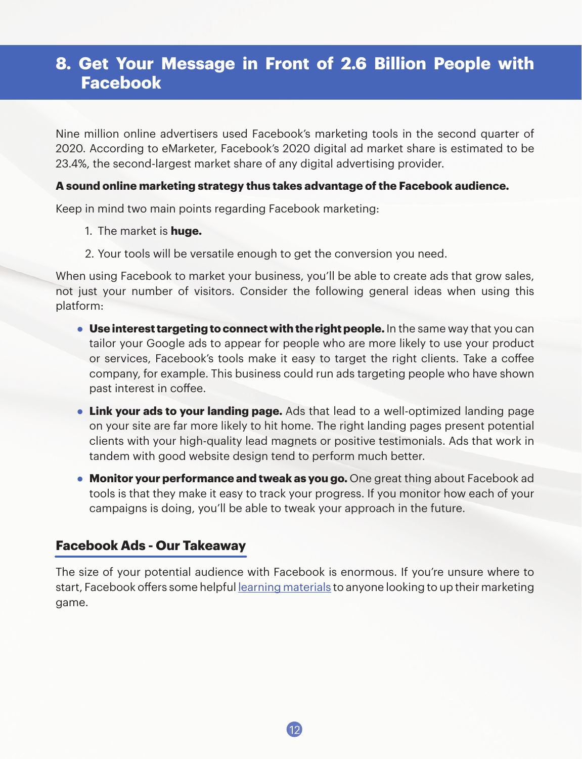## 8. Get Your Message in Front of 2.6 Billion People with Facebook

Nine million online advertisers used Facebook's marketing tools in the second quarter of 2020. According to eMarketer, Facebook's 2020 digital ad market share is estimated to be 23.4%, the second-largest market share of any digital advertising provider.

**A sound online marketing strategy thus takes advantage of the Facebook audience.**

Keep in mind two main points regarding Facebook marketing:

1. The market is **huge.**
2. Your tools will be versatile enough to get the conversion you need.

When using Facebook to market your business, you'll be able to create ads that grow sales, not just your number of visitors. Consider the following general ideas when using this platform:

- **Use interest targeting to connect with the right people.** In the same way that you can tailor your Google ads to appear for people who are more likely to use your product or services, Facebook's tools make it easy to target the right clients. Take a coffee company, for example. This business could run ads targeting people who have shown past interest in coffee.
- **Link your ads to your landing page.** Ads that lead to a well-optimized landing page on your site are far more likely to hit home. The right landing pages present potential clients with your high-quality lead magnets or positive testimonials. Ads that work in tandem with good website design tend to perform much better.
- **Monitor your performance and tweak as you go.** One great thing about Facebook ad tools is that they make it easy to track your progress. If you monitor how each of your campaigns is doing, you'll be able to tweak your approach in the future.

### Facebook Ads - Our Takeaway

The size of your potential audience with Facebook is enormous. If you're unsure where to start, Facebook offers some helpful learning materials to anyone looking to up their marketing game.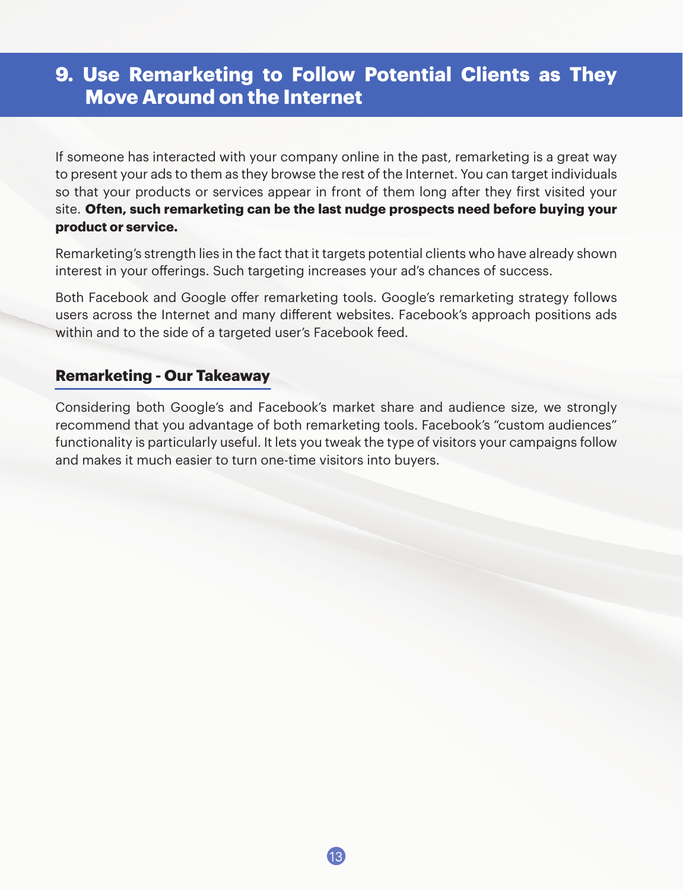## 9. Use Remarketing to Follow Potential Clients as They Move Around on the Internet

If someone has interacted with your company online in the past, remarketing is a great way to present your ads to them as they browse the rest of the Internet. You can target individuals so that your products or services appear in front of them long after they first visited your site. **Often, such remarketing can be the last nudge prospects need before buying your product or service.**

Remarketing's strength lies in the fact that it targets potential clients who have already shown interest in your offerings. Such targeting increases your ad's chances of success.

Both Facebook and Google offer remarketing tools. Google's remarketing strategy follows users across the Internet and many different websites. Facebook's approach positions ads within and to the side of a targeted user's Facebook feed.

### Remarketing - Our Takeaway

Considering both Google's and Facebook's market share and audience size, we strongly recommend that you advantage of both remarketing tools. Facebook's "custom audiences" functionality is particularly useful. It lets you tweak the type of visitors your campaigns follow and makes it much easier to turn one-time visitors into buyers.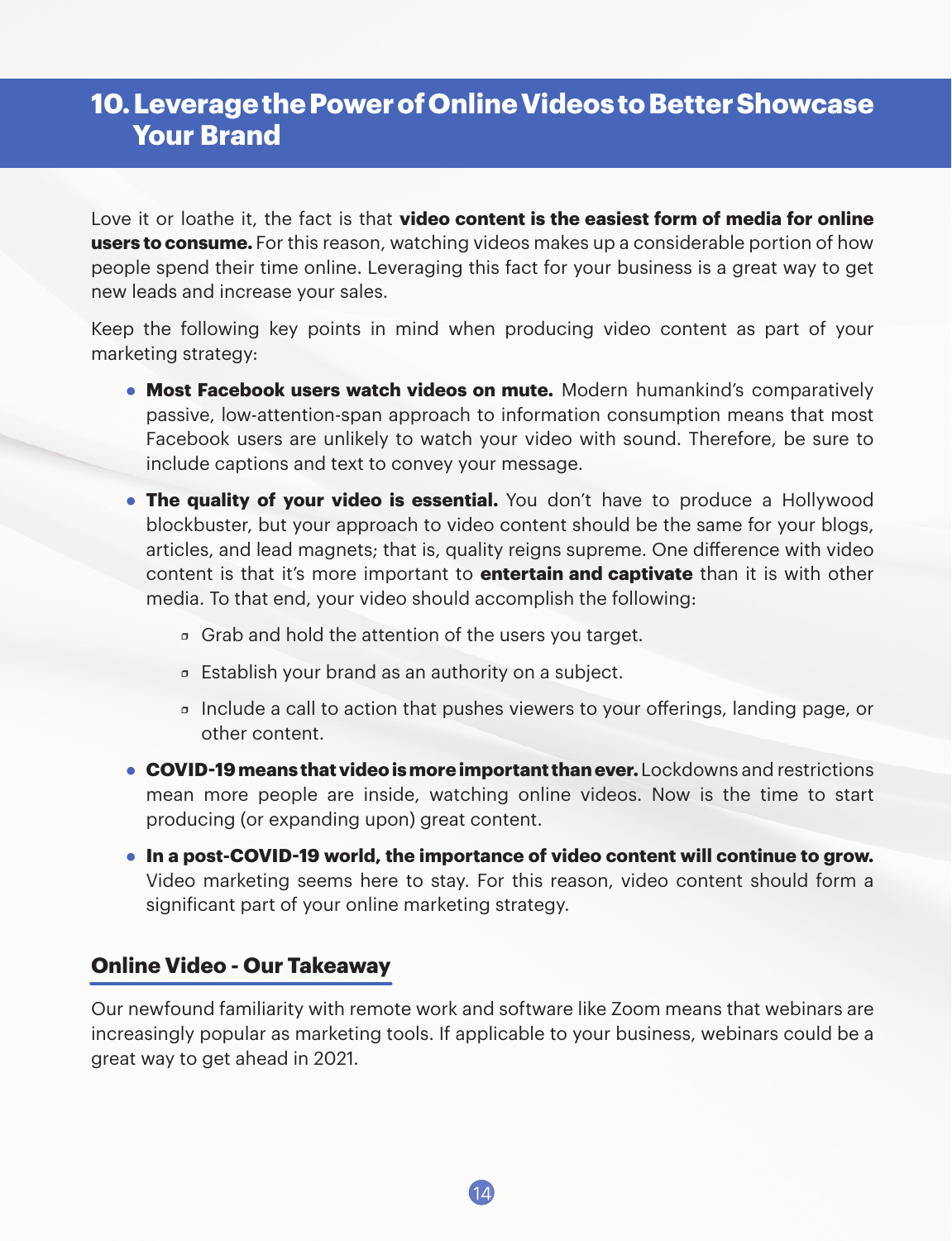## 10. Leverage the Power of Online Videos to Better Showcase Your Brand

Love it or loathe it, the fact is that **video content is the easiest form of media for online users to consume.** For this reason, watching videos makes up a considerable portion of how people spend their time online. Leveraging this fact for your business is a great way to get new leads and increase your sales.

Keep the following key points in mind when producing video content as part of your marketing strategy:

- **Most Facebook users watch videos on mute.** Modern humankind's comparatively passive, low-attention-span approach to information consumption means that most Facebook users are unlikely to watch your video with sound. Therefore, be sure to include captions and text to convey your message.
- **The quality of your video is essential.** You don't have to produce a Hollywood blockbuster, but your approach to video content should be the same for your blogs, articles, and lead magnets; that is, quality reigns supreme. One difference with video content is that it's more important to **entertain and captivate** than it is with other media. To that end, your video should accomplish the following:
  - Grab and hold the attention of the users you target.
  - Establish your brand as an authority on a subject.
  - Include a call to action that pushes viewers to your offerings, landing page, or other content.
- **COVID-19 means that video is more important than ever.** Lockdowns and restrictions mean more people are inside, watching online videos. Now is the time to start producing (or expanding upon) great content.
- **In a post-COVID-19 world, the importance of video content will continue to grow.** Video marketing seems here to stay. For this reason, video content should form a significant part of your online marketing strategy.

### Online Video - Our Takeaway

Our newfound familiarity with remote work and software like Zoom means that webinars are increasingly popular as marketing tools. If applicable to your business, webinars could be a great way to get ahead in 2021.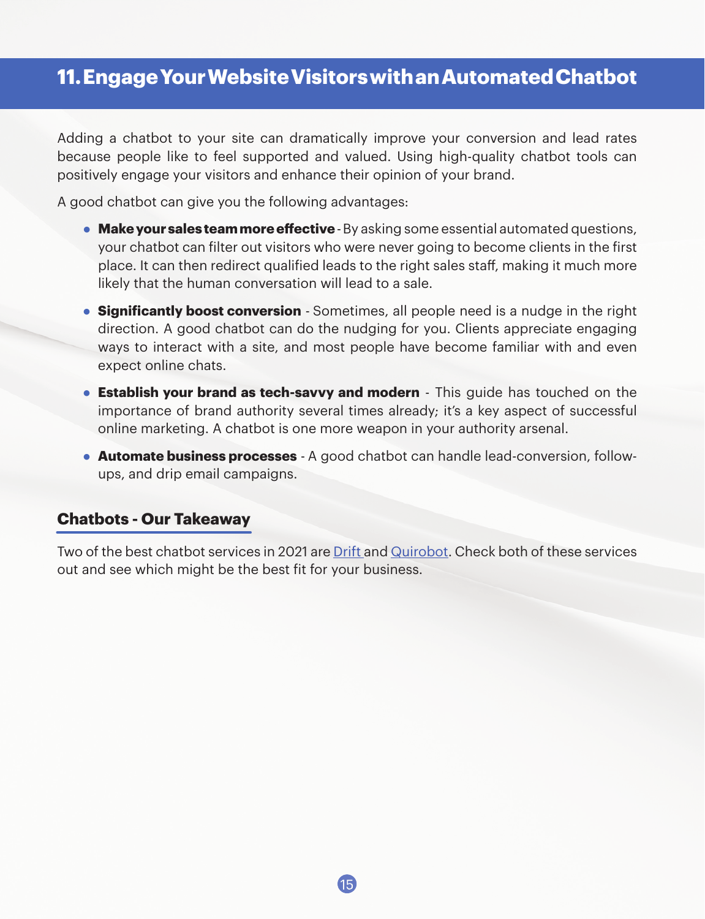## 11. Engage Your Website Visitors with an Automated Chatbot

Adding a chatbot to your site can dramatically improve your conversion and lead rates because people like to feel supported and valued. Using high-quality chatbot tools can positively engage your visitors and enhance their opinion of your brand.

A good chatbot can give you the following advantages:

- **Make your sales team more effective** - By asking some essential automated questions, your chatbot can filter out visitors who were never going to become clients in the first place. It can then redirect qualified leads to the right sales staff, making it much more likely that the human conversation will lead to a sale.
- **Significantly boost conversion** - Sometimes, all people need is a nudge in the right direction. A good chatbot can do the nudging for you. Clients appreciate engaging ways to interact with a site, and most people have become familiar with and even expect online chats.
- **Establish your brand as tech-savvy and modern** - This guide has touched on the importance of brand authority several times already; it's a key aspect of successful online marketing. A chatbot is one more weapon in your authority arsenal.
- **Automate business processes** - A good chatbot can handle lead-conversion, follow-ups, and drip email campaigns.

### Chatbots - Our Takeaway

Two of the best chatbot services in 2021 are Drift and Quirobot. Check both of these services out and see which might be the best fit for your business.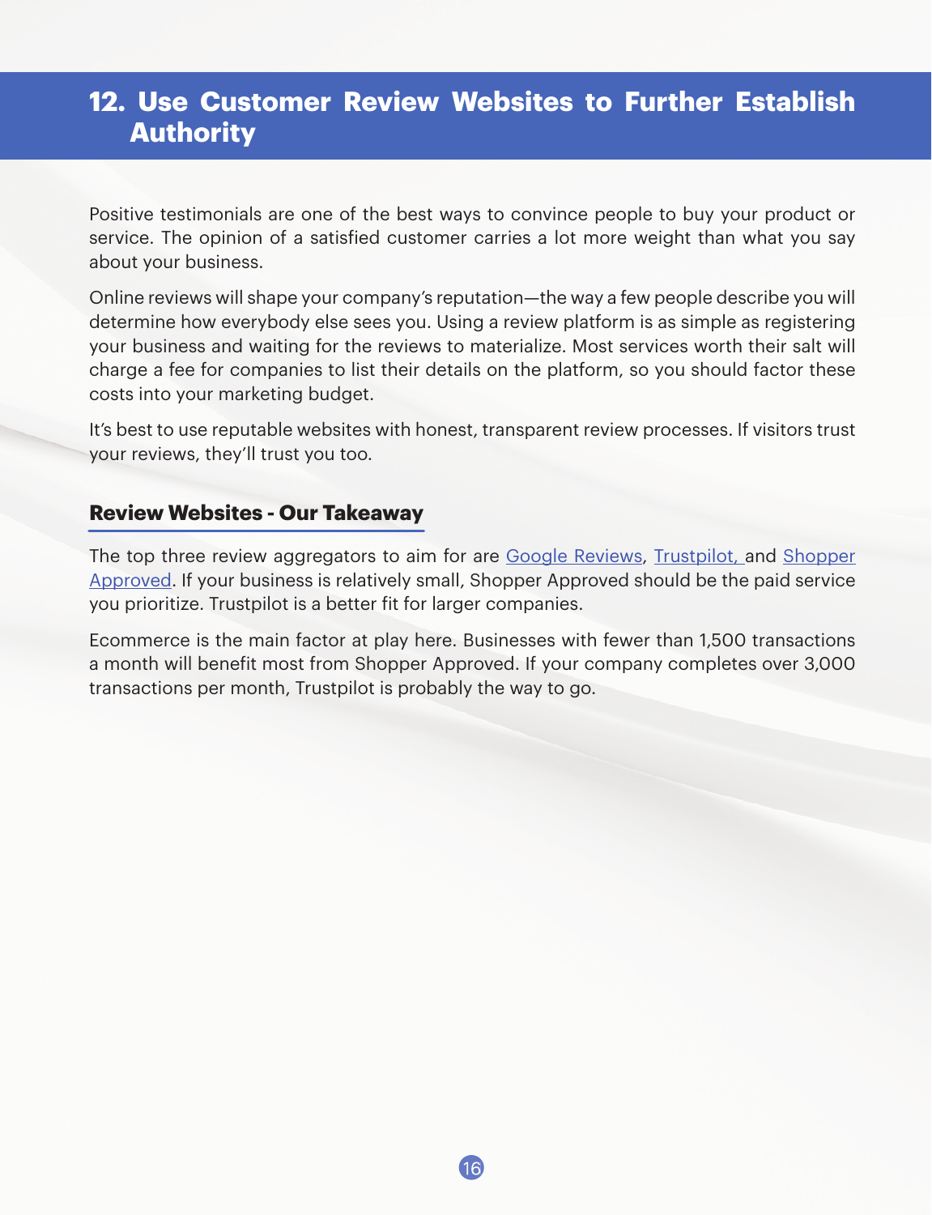## 12. Use Customer Review Websites to Further Establish Authority

Positive testimonials are one of the best ways to convince people to buy your product or service. The opinion of a satisfied customer carries a lot more weight than what you say about your business.

Online reviews will shape your company's reputation—the way a few people describe you will determine how everybody else sees you. Using a review platform is as simple as registering your business and waiting for the reviews to materialize. Most services worth their salt will charge a fee for companies to list their details on the platform, so you should factor these costs into your marketing budget.

It's best to use reputable websites with honest, transparent review processes. If visitors trust your reviews, they'll trust you too.

### Review Websites - Our Takeaway

The top three review aggregators to aim for are Google Reviews, Trustpilot, and Shopper Approved. If your business is relatively small, Shopper Approved should be the paid service you prioritize. Trustpilot is a better fit for larger companies.

Ecommerce is the main factor at play here. Businesses with fewer than 1,500 transactions a month will benefit most from Shopper Approved. If your company completes over 3,000 transactions per month, Trustpilot is probably the way to go.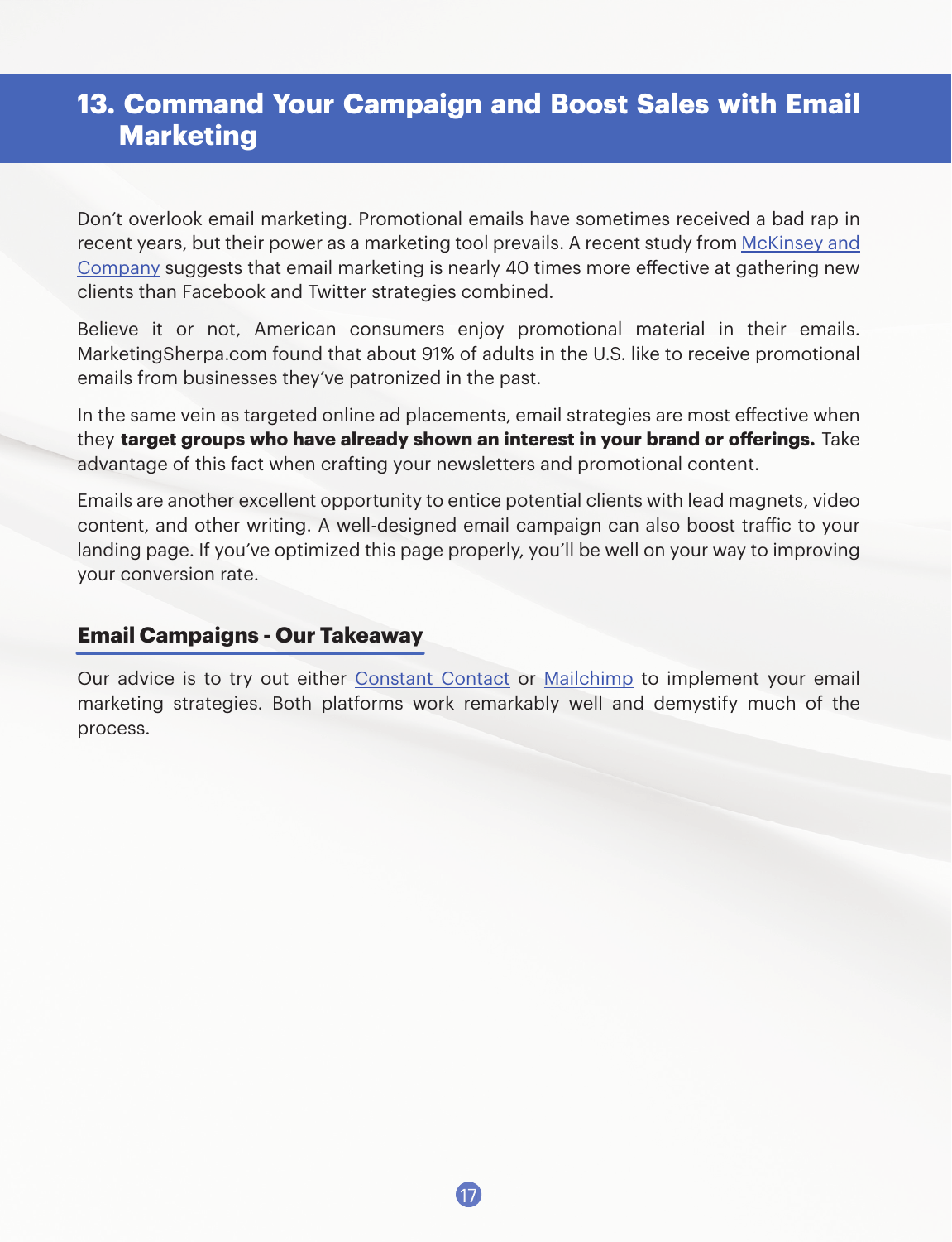## 13. Command Your Campaign and Boost Sales with Email Marketing

Don't overlook email marketing. Promotional emails have sometimes received a bad rap in recent years, but their power as a marketing tool prevails. A recent study from McKinsey and Company suggests that email marketing is nearly 40 times more effective at gathering new clients than Facebook and Twitter strategies combined.

Believe it or not, American consumers enjoy promotional material in their emails. MarketingSherpa.com found that about 91% of adults in the U.S. like to receive promotional emails from businesses they've patronized in the past.

In the same vein as targeted online ad placements, email strategies are most effective when they **target groups who have already shown an interest in your brand or offerings.** Take advantage of this fact when crafting your newsletters and promotional content.

Emails are another excellent opportunity to entice potential clients with lead magnets, video content, and other writing. A well-designed email campaign can also boost traffic to your landing page. If you've optimized this page properly, you'll be well on your way to improving your conversion rate.

### Email Campaigns - Our Takeaway

Our advice is to try out either Constant Contact or Mailchimp to implement your email marketing strategies. Both platforms work remarkably well and demystify much of the process.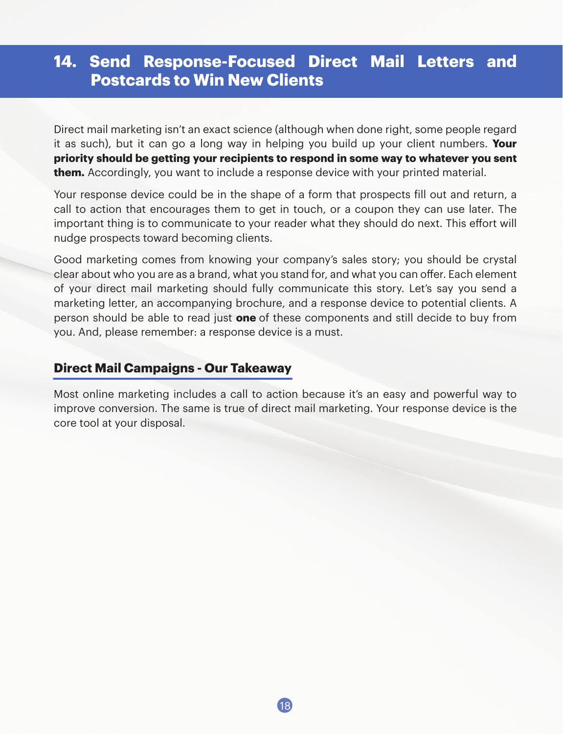## 14. Send Response-Focused Direct Mail Letters and Postcards to Win New Clients

Direct mail marketing isn't an exact science (although when done right, some people regard it as such), but it can go a long way in helping you build up your client numbers. **Your priority should be getting your recipients to respond in some way to whatever you sent them.** Accordingly, you want to include a response device with your printed material.

Your response device could be in the shape of a form that prospects fill out and return, a call to action that encourages them to get in touch, or a coupon they can use later. The important thing is to communicate to your reader what they should do next. This effort will nudge prospects toward becoming clients.

Good marketing comes from knowing your company's sales story; you should be crystal clear about who you are as a brand, what you stand for, and what you can offer. Each element of your direct mail marketing should fully communicate this story. Let's say you send a marketing letter, an accompanying brochure, and a response device to potential clients. A person should be able to read just **one** of these components and still decide to buy from you. And, please remember: a response device is a must.

### Direct Mail Campaigns - Our Takeaway

Most online marketing includes a call to action because it's an easy and powerful way to improve conversion. The same is true of direct mail marketing. Your response device is the core tool at your disposal.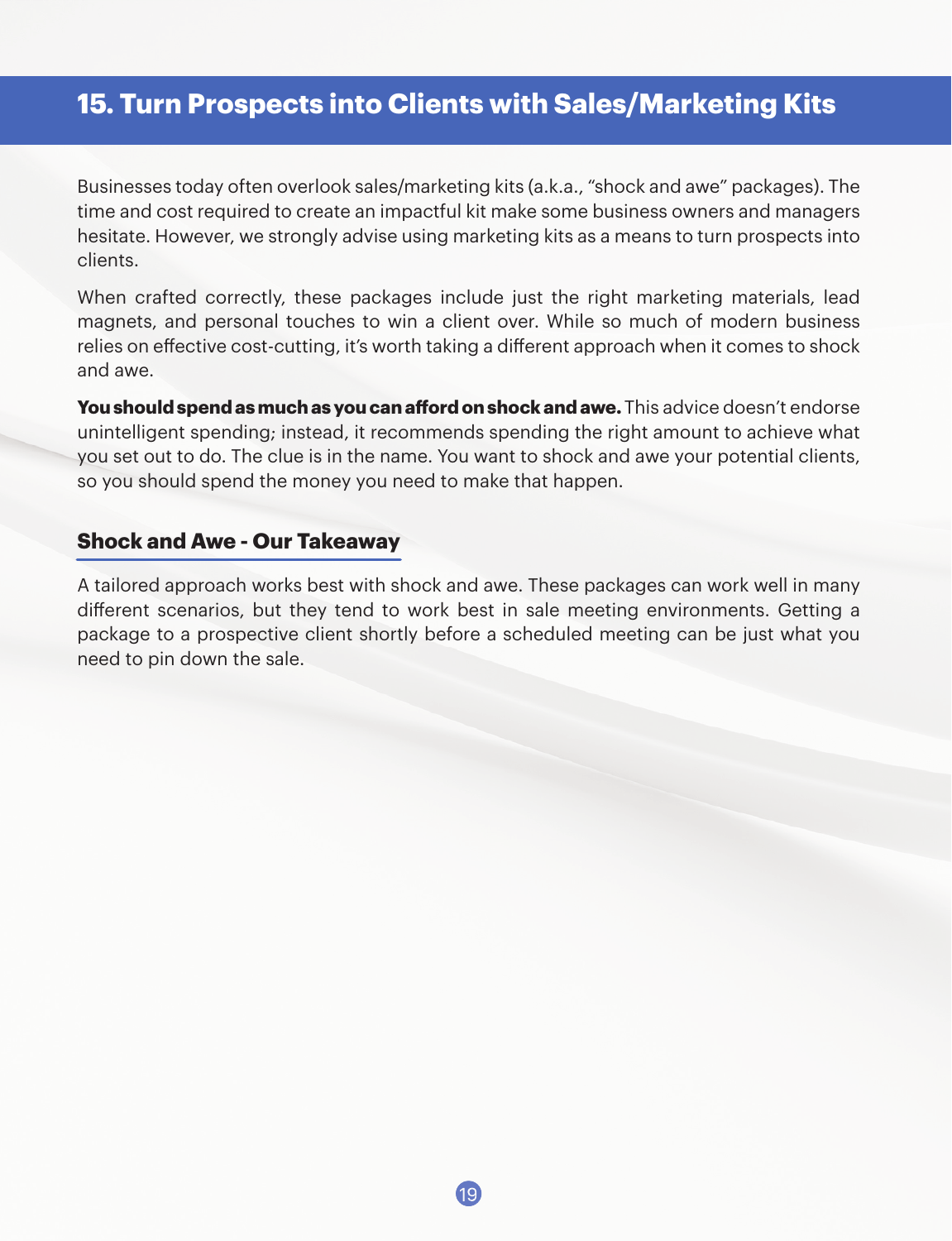## 15. Turn Prospects into Clients with Sales/Marketing Kits

Businesses today often overlook sales/marketing kits (a.k.a., "shock and awe" packages). The time and cost required to create an impactful kit make some business owners and managers hesitate. However, we strongly advise using marketing kits as a means to turn prospects into clients.

When crafted correctly, these packages include just the right marketing materials, lead magnets, and personal touches to win a client over. While so much of modern business relies on effective cost-cutting, it's worth taking a different approach when it comes to shock and awe.

**You should spend as much as you can afford on shock and awe.** This advice doesn't endorse unintelligent spending; instead, it recommends spending the right amount to achieve what you set out to do. The clue is in the name. You want to shock and awe your potential clients, so you should spend the money you need to make that happen.

### Shock and Awe - Our Takeaway

A tailored approach works best with shock and awe. These packages can work well in many different scenarios, but they tend to work best in sale meeting environments. Getting a package to a prospective client shortly before a scheduled meeting can be just what you need to pin down the sale.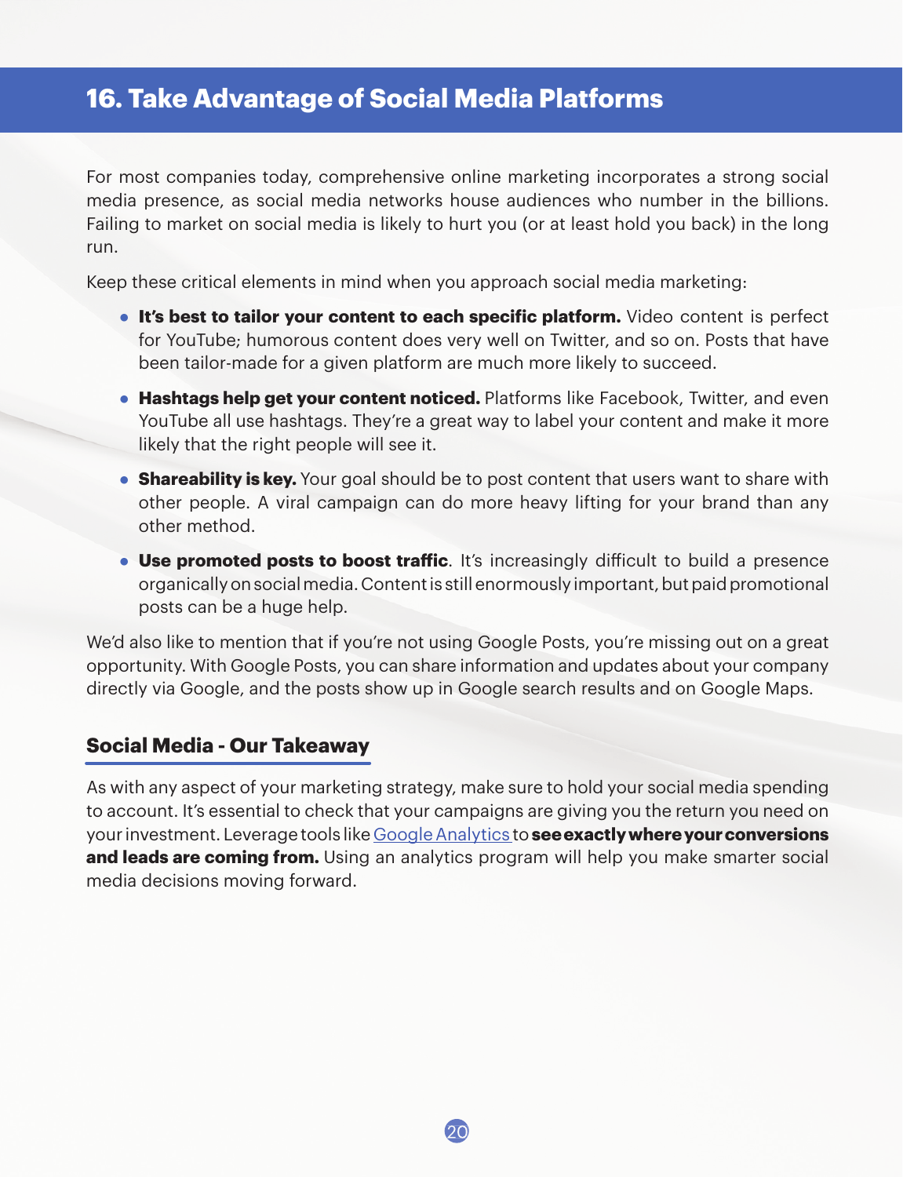## 16. Take Advantage of Social Media Platforms

For most companies today, comprehensive online marketing incorporates a strong social media presence, as social media networks house audiences who number in the billions. Failing to market on social media is likely to hurt you (or at least hold you back) in the long run.

Keep these critical elements in mind when you approach social media marketing:

- **It's best to tailor your content to each specific platform.** Video content is perfect for YouTube; humorous content does very well on Twitter, and so on. Posts that have been tailor-made for a given platform are much more likely to succeed.
- **Hashtags help get your content noticed.** Platforms like Facebook, Twitter, and even YouTube all use hashtags. They're a great way to label your content and make it more likely that the right people will see it.
- **Shareability is key.** Your goal should be to post content that users want to share with other people. A viral campaign can do more heavy lifting for your brand than any other method.
- **Use promoted posts to boost traffic**. It's increasingly difficult to build a presence organically on social media. Content is still enormously important, but paid promotional posts can be a huge help.

We'd also like to mention that if you're not using Google Posts, you're missing out on a great opportunity. With Google Posts, you can share information and updates about your company directly via Google, and the posts show up in Google search results and on Google Maps.

### Social Media - Our Takeaway

As with any aspect of your marketing strategy, make sure to hold your social media spending to account. It's essential to check that your campaigns are giving you the return you need on your investment. Leverage tools like Google Analytics to **see exactly where your conversions and leads are coming from.** Using an analytics program will help you make smarter social media decisions moving forward.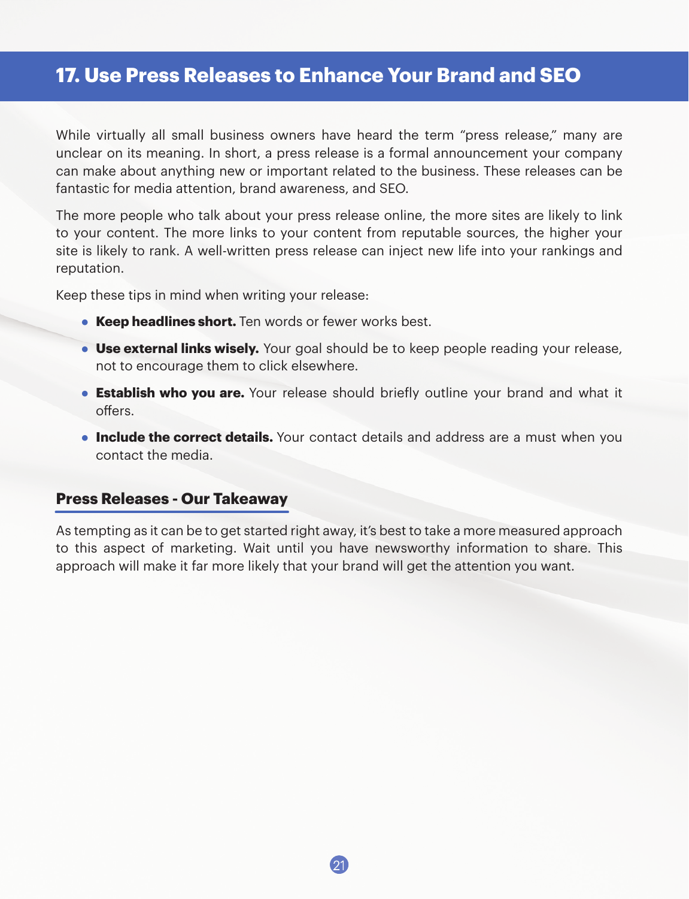## 17. Use Press Releases to Enhance Your Brand and SEO

While virtually all small business owners have heard the term "press release," many are unclear on its meaning. In short, a press release is a formal announcement your company can make about anything new or important related to the business. These releases can be fantastic for media attention, brand awareness, and SEO.

The more people who talk about your press release online, the more sites are likely to link to your content. The more links to your content from reputable sources, the higher your site is likely to rank. A well-written press release can inject new life into your rankings and reputation.

Keep these tips in mind when writing your release:

- **Keep headlines short.** Ten words or fewer works best.
- **Use external links wisely.** Your goal should be to keep people reading your release, not to encourage them to click elsewhere.
- **Establish who you are.** Your release should briefly outline your brand and what it offers.
- **Include the correct details.** Your contact details and address are a must when you contact the media.

### Press Releases - Our Takeaway

As tempting as it can be to get started right away, it's best to take a more measured approach to this aspect of marketing. Wait until you have newsworthy information to share. This approach will make it far more likely that your brand will get the attention you want.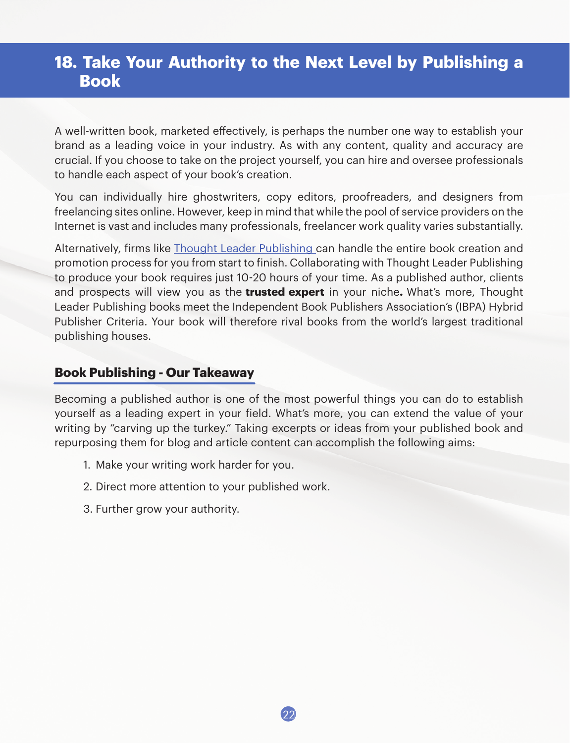## 18. Take Your Authority to the Next Level by Publishing a Book

A well-written book, marketed effectively, is perhaps the number one way to establish your brand as a leading voice in your industry. As with any content, quality and accuracy are crucial. If you choose to take on the project yourself, you can hire and oversee professionals to handle each aspect of your book's creation.

You can individually hire ghostwriters, copy editors, proofreaders, and designers from freelancing sites online. However, keep in mind that while the pool of service providers on the Internet is vast and includes many professionals, freelancer work quality varies substantially.

Alternatively, firms like Thought Leader Publishing can handle the entire book creation and promotion process for you from start to finish. Collaborating with Thought Leader Publishing to produce your book requires just 10-20 hours of your time. As a published author, clients and prospects will view you as the **trusted expert** in your niche**.** What's more, Thought Leader Publishing books meet the Independent Book Publishers Association's (IBPA) Hybrid Publisher Criteria. Your book will therefore rival books from the world's largest traditional publishing houses.

### Book Publishing - Our Takeaway

Becoming a published author is one of the most powerful things you can do to establish yourself as a leading expert in your field. What's more, you can extend the value of your writing by "carving up the turkey." Taking excerpts or ideas from your published book and repurposing them for blog and article content can accomplish the following aims:

1. Make your writing work harder for you.
2. Direct more attention to your published work.
3. Further grow your authority.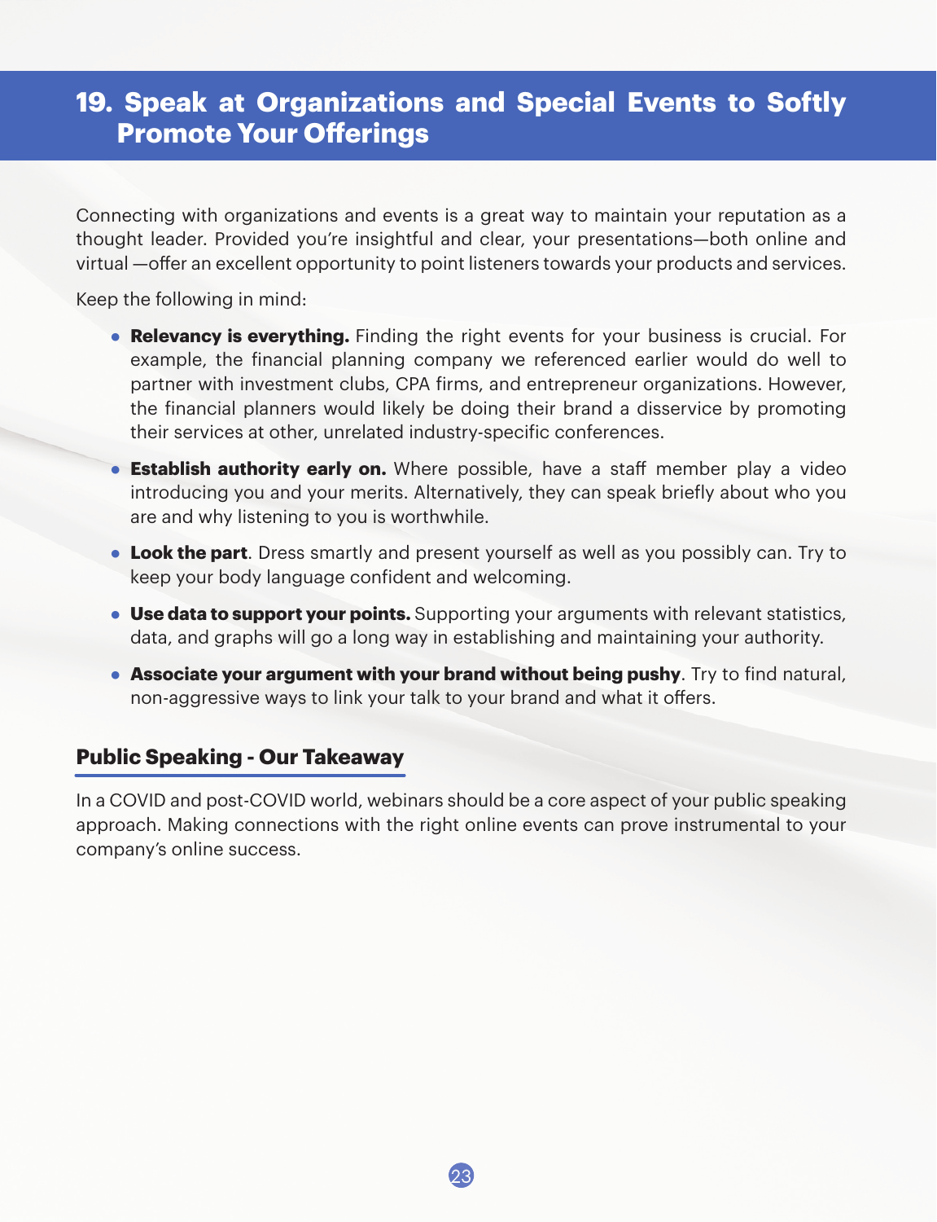## 19. Speak at Organizations and Special Events to Softly Promote Your Offerings

Connecting with organizations and events is a great way to maintain your reputation as a thought leader. Provided you're insightful and clear, your presentations—both online and virtual —offer an excellent opportunity to point listeners towards your products and services.

Keep the following in mind:

- **Relevancy is everything.** Finding the right events for your business is crucial. For example, the financial planning company we referenced earlier would do well to partner with investment clubs, CPA firms, and entrepreneur organizations. However, the financial planners would likely be doing their brand a disservice by promoting their services at other, unrelated industry-specific conferences.
- **Establish authority early on.** Where possible, have a staff member play a video introducing you and your merits. Alternatively, they can speak briefly about who you are and why listening to you is worthwhile.
- **Look the part**. Dress smartly and present yourself as well as you possibly can. Try to keep your body language confident and welcoming.
- **Use data to support your points.** Supporting your arguments with relevant statistics, data, and graphs will go a long way in establishing and maintaining your authority.
- **Associate your argument with your brand without being pushy**. Try to find natural, non-aggressive ways to link your talk to your brand and what it offers.

### Public Speaking - Our Takeaway

In a COVID and post-COVID world, webinars should be a core aspect of your public speaking approach. Making connections with the right online events can prove instrumental to your company's online success.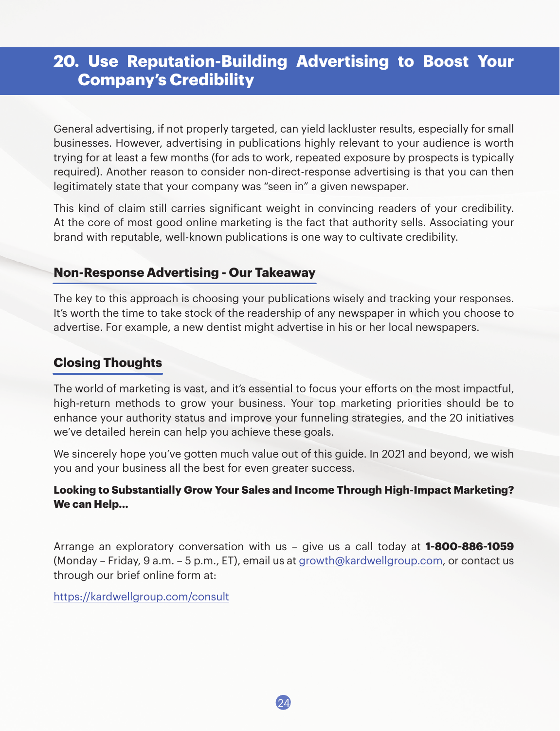## 20. Use Reputation-Building Advertising to Boost Your Company's Credibility

General advertising, if not properly targeted, can yield lackluster results, especially for small businesses. However, advertising in publications highly relevant to your audience is worth trying for at least a few months (for ads to work, repeated exposure by prospects is typically required). Another reason to consider non-direct-response advertising is that you can then legitimately state that your company was "seen in" a given newspaper.

This kind of claim still carries significant weight in convincing readers of your credibility. At the core of most good online marketing is the fact that authority sells. Associating your brand with reputable, well-known publications is one way to cultivate credibility.

### Non-Response Advertising - Our Takeaway

The key to this approach is choosing your publications wisely and tracking your responses. It's worth the time to take stock of the readership of any newspaper in which you choose to advertise. For example, a new dentist might advertise in his or her local newspapers.

### Closing Thoughts

The world of marketing is vast, and it's essential to focus your efforts on the most impactful, high-return methods to grow your business. Your top marketing priorities should be to enhance your authority status and improve your funneling strategies, and the 20 initiatives we've detailed herein can help you achieve these goals.

We sincerely hope you've gotten much value out of this guide. In 2021 and beyond, we wish you and your business all the best for even greater success.

**Looking to Substantially Grow Your Sales and Income Through High-Impact Marketing? We can Help...**

Arrange an exploratory conversation with us – give us a call today at **1-800-886-1059** (Monday – Friday, 9 a.m. – 5 p.m., ET), email us at [growth@kardwellgroup.com](mailto:growth@kardwellgroup.com), or contact us through our brief online form at:

[https://kardwellgroup.com/consult](https://kardwellgroup.com/consult)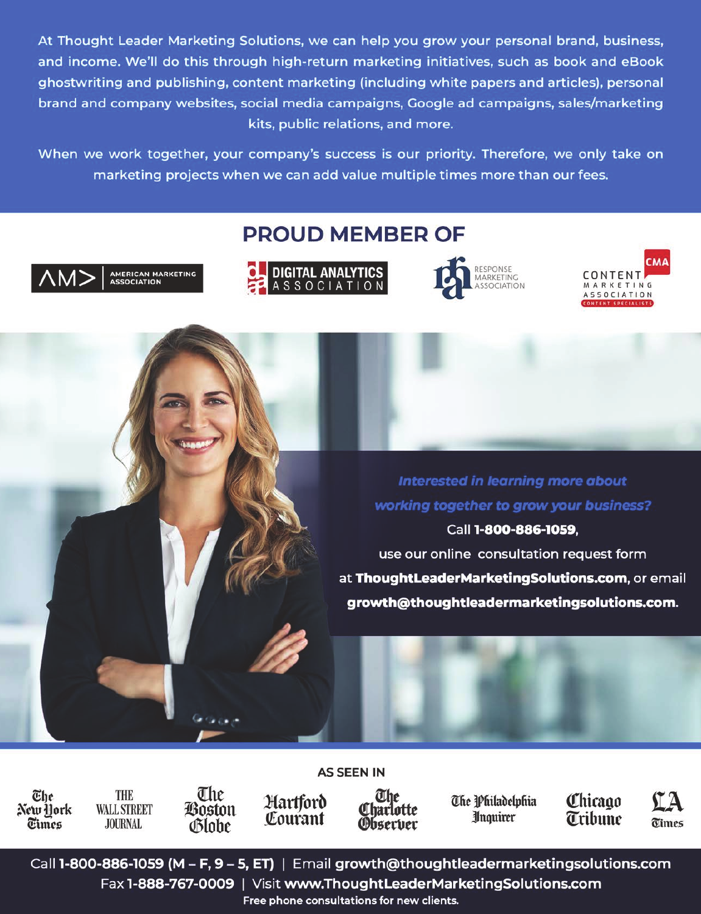At Thought Leader Marketing Solutions, we can help you grow your personal brand, business, and income. We'll do this through high-return marketing initiatives, such as book and eBook ghostwriting and publishing, content marketing (including white papers and articles), personal brand and company websites, social media campaigns, Google ad campaigns, sales/marketing kits, public relations, and more.

When we work together, your company's success is our priority. Therefore, we only take on marketing projects when we can add value multiple times more than our fees.

## PROUD MEMBER OF

AMERICAN MARKETING ASSOCIATION

DIGITAL ANALYTICS ASSOCIATION

RESPONSE MARKETING ASSOCIATION

CONTENT MARKETING ASSOCIATION — CONTENT SPECIALISTS

***Interested in learning more about working together to grow your business?***

Call **1-800-886-1059**, use our online consultation request form at **ThoughtLeaderMarketingSolutions.com**, or email **growth@thoughtleadermarketingsolutions.com**.

## AS SEEN IN

The New York Times | The Wall Street Journal | The Boston Globe | Hartford Courant | The Charlotte Observer | The Philadelphia Inquirer | Chicago Tribune | LA Times

Call **1-800-886-1059 (M – F, 9 – 5, ET)** | Email **growth@thoughtleadermarketingsolutions.com**

Fax **1-888-767-0009** | Visit **www.ThoughtLeaderMarketingSolutions.com**

Free phone consultations for new clients.